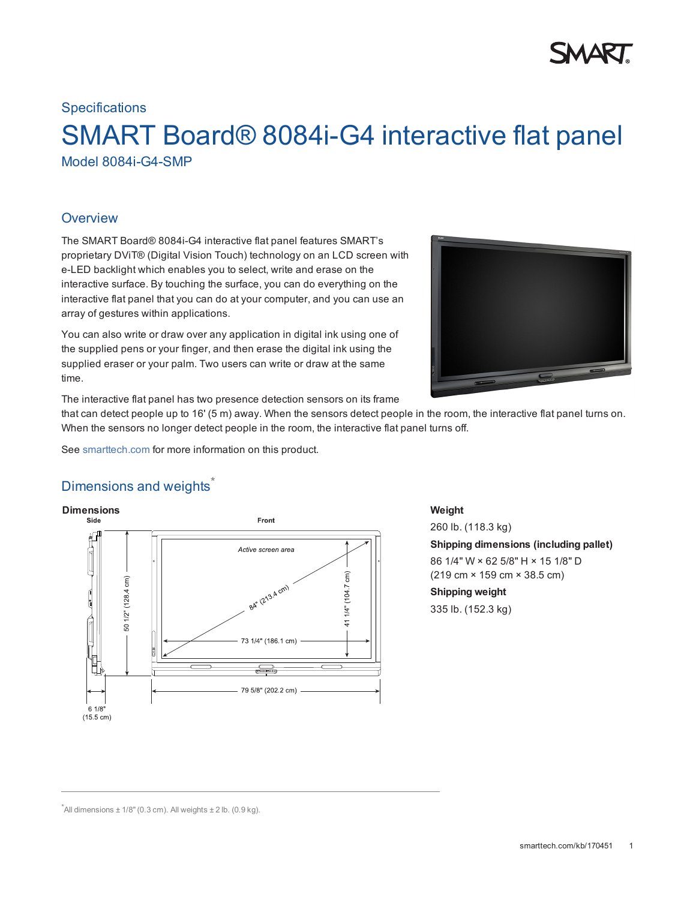Specifications

# SMART Board® 8084i-G4 interactive flat panel

Model 8084i-G4-SMP

## Overview

The SMART Board® 8084i-G4 interactive flat panel features SMART's proprietary DViT® (Digital Vision Touch) technology on an LCD screen with e-LED backlight which enables you to select, write and erase on the interactive surface. By touching the surface, you can do everything on the interactive flat panel that you can do at your computer, and you can use an array of gestures within applications.

You can also write or draw over any application in digital ink using one of the supplied pens or your finger, and then erase the digital ink using the supplied eraser or your palm. Two users can write or draw at the same time.

The interactive flat panel has two presence detection sensors on its frame that can detect people up to 16' (5 m) away. When the sensors detect people in the room, the interactive flat panel turns on. When the sensors no longer detect people in the room, the interactive flat panel turns off.

See smarttech.com for more information on this product.

## Dimensions and weights*

### Dimensions

Side

Front

Active screen area

84" (213.4 cm)

41 1/4" (104.7 cm)

73 1/4" (186.1 cm)

50 1/2" (128.4 cm)

79 5/8" (202.2 cm)

6 1/8" (15.5 cm)

### Weight

260 lb. (118.3 kg)

**Shipping dimensions (including pallet)**

86 1/4" W × 62 5/8" H × 15 1/8" D
(219 cm × 159 cm × 38.5 cm)

**Shipping weight**

335 lb. (152.3 kg)

*All dimensions ± 1/8" (0.3 cm). All weights ± 2 lb. (0.9 kg).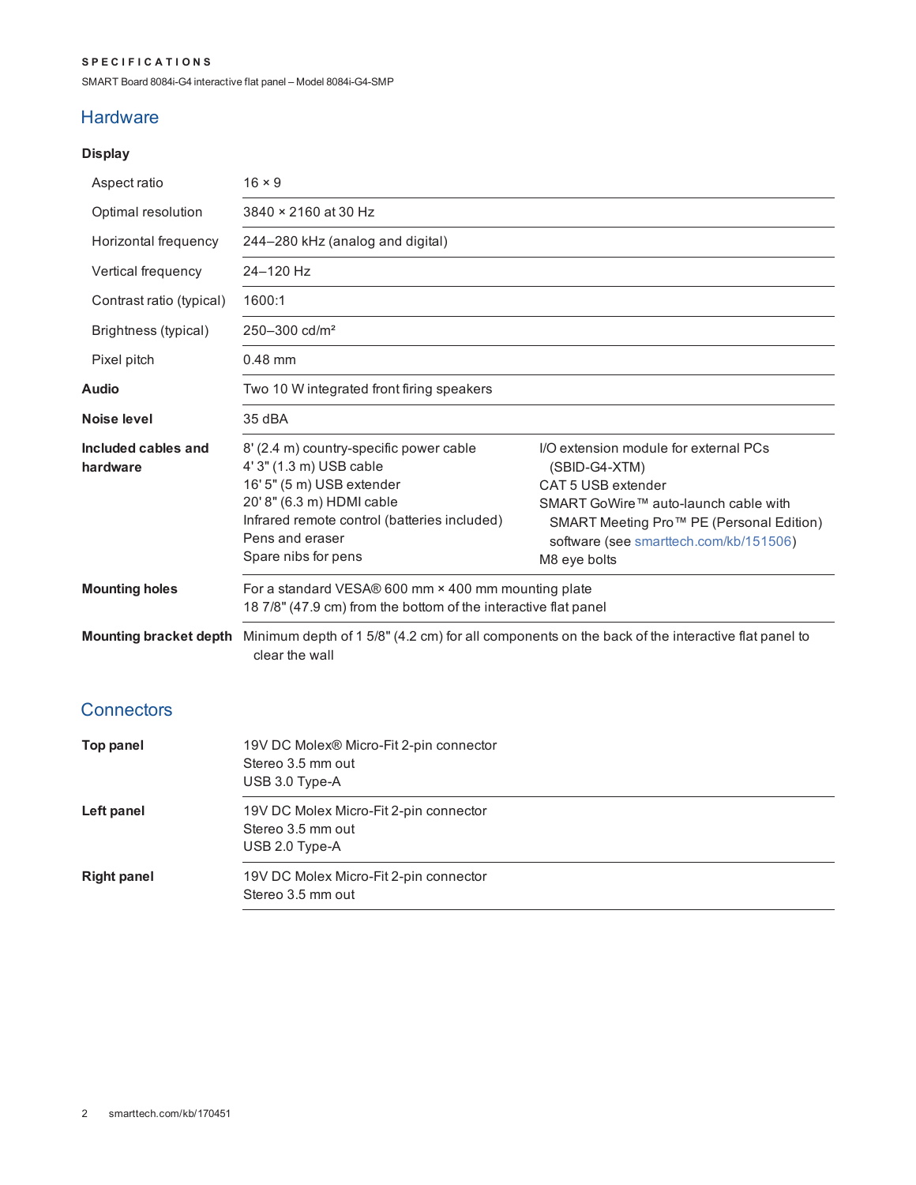SPECIFICATIONS

SMART Board 8084i-G4 interactive flat panel – Model 8084i-G4-SMP

## Hardware

### Display

| | |
|---|---|
| Aspect ratio | 16 × 9 |
| Optimal resolution | 3840 × 2160 at 30 Hz |
| Horizontal frequency | 244–280 kHz (analog and digital) |
| Vertical frequency | 24–120 Hz |
| Contrast ratio (typical) | 1600:1 |
| Brightness (typical) | 250–300 cd/m² |
| Pixel pitch | 0.48 mm |
| **Audio** | Two 10 W integrated front firing speakers |
| **Noise level** | 35 dBA |
| **Included cables and hardware** | 8' (2.4 m) country-specific power cable<br>4' 3" (1.3 m) USB cable<br>16' 5" (5 m) USB extender<br>20' 8" (6.3 m) HDMI cable<br>Infrared remote control (batteries included)<br>Pens and eraser<br>Spare nibs for pens<br>I/O extension module for external PCs (SBID-G4-XTM)<br>CAT 5 USB extender<br>SMART GoWire™ auto-launch cable with SMART Meeting Pro™ PE (Personal Edition) software (see smarttech.com/kb/151506)<br>M8 eye bolts |
| **Mounting holes** | For a standard VESA® 600 mm × 400 mm mounting plate<br>18 7/8" (47.9 cm) from the bottom of the interactive flat panel |
| **Mounting bracket depth** | Minimum depth of 1 5/8" (4.2 cm) for all components on the back of the interactive flat panel to clear the wall |

## Connectors

| | |
|---|---|
| **Top panel** | 19V DC Molex® Micro-Fit 2-pin connector<br>Stereo 3.5 mm out<br>USB 3.0 Type-A |
| **Left panel** | 19V DC Molex Micro-Fit 2-pin connector<br>Stereo 3.5 mm out<br>USB 2.0 Type-A |
| **Right panel** | 19V DC Molex Micro-Fit 2-pin connector<br>Stereo 3.5 mm out |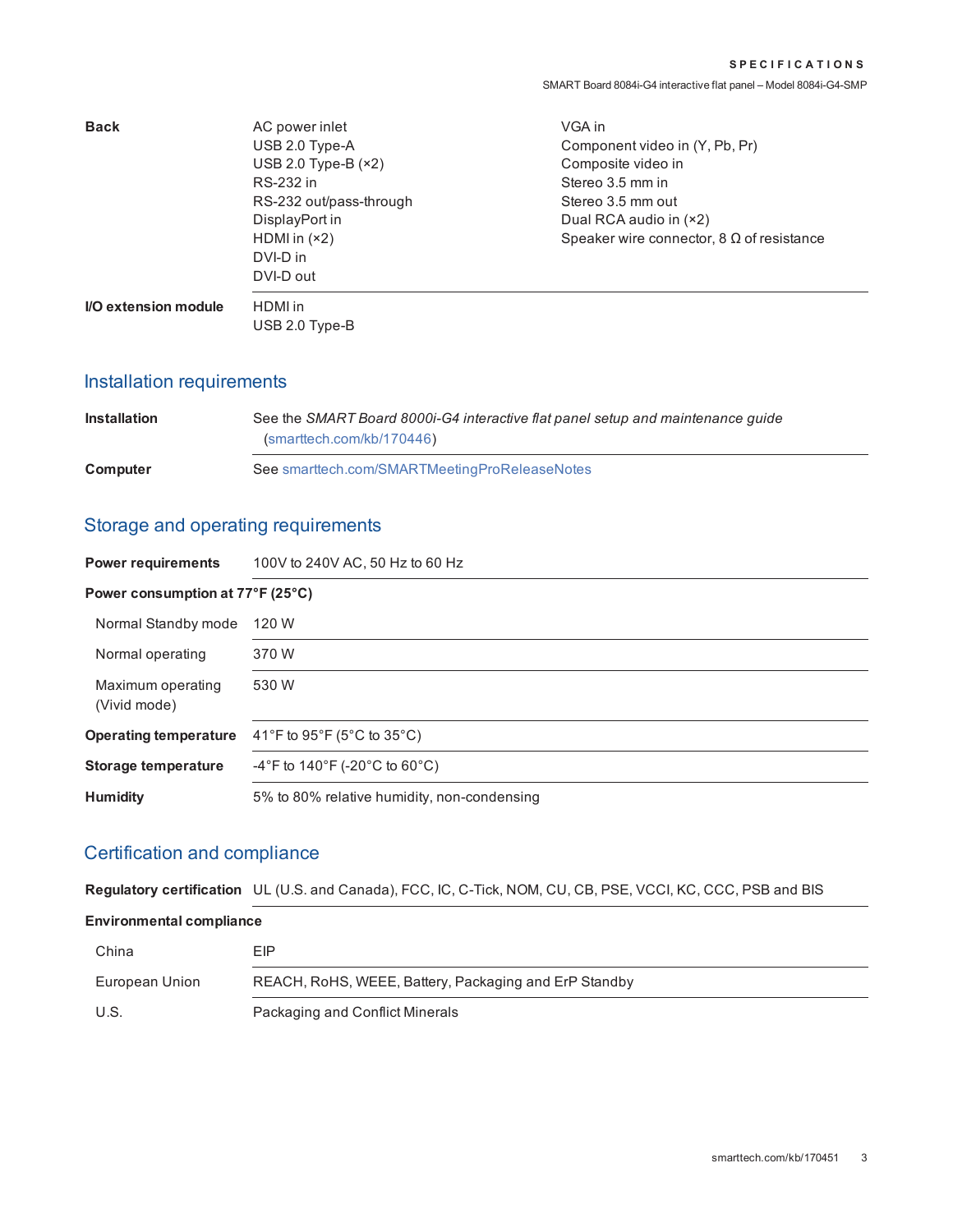| | | |
|---|---|---|
| **Back** | AC power inlet<br>USB 2.0 Type-A<br>USB 2.0 Type-B (×2)<br>RS-232 in<br>RS-232 out/pass-through<br>DisplayPort in<br>HDMI in (×2)<br>DVI-D in<br>DVI-D out | VGA in<br>Component video in (Y, Pb, Pr)<br>Composite video in<br>Stereo 3.5 mm in<br>Stereo 3.5 mm out<br>Dual RCA audio in (×2)<br>Speaker wire connector, 8 Ω of resistance |
| **I/O extension module** | HDMI in<br>USB 2.0 Type-B | |

## Installation requirements

| | |
|---|---|
| **Installation** | See the *SMART Board 8000i-G4 interactive flat panel setup and maintenance guide* (smarttech.com/kb/170446) |
| **Computer** | See smarttech.com/SMARTMeetingProReleaseNotes |

## Storage and operating requirements

| | |
|---|---|
| **Power requirements** | 100V to 240V AC, 50 Hz to 60 Hz |
| **Power consumption at 77°F (25°C)** | |
| Normal Standby mode | 120 W |
| Normal operating | 370 W |
| Maximum operating (Vivid mode) | 530 W |
| **Operating temperature** | 41°F to 95°F (5°C to 35°C) |
| **Storage temperature** | -4°F to 140°F (-20°C to 60°C) |
| **Humidity** | 5% to 80% relative humidity, non-condensing |

## Certification and compliance

| | |
|---|---|
| **Regulatory certification** | UL (U.S. and Canada), FCC, IC, C-Tick, NOM, CU, CB, PSE, VCCI, KC, CCC, PSB and BIS |
| **Environmental compliance** | |
| China | EIP |
| European Union | REACH, RoHS, WEEE, Battery, Packaging and ErP Standby |
| U.S. | Packaging and Conflict Minerals |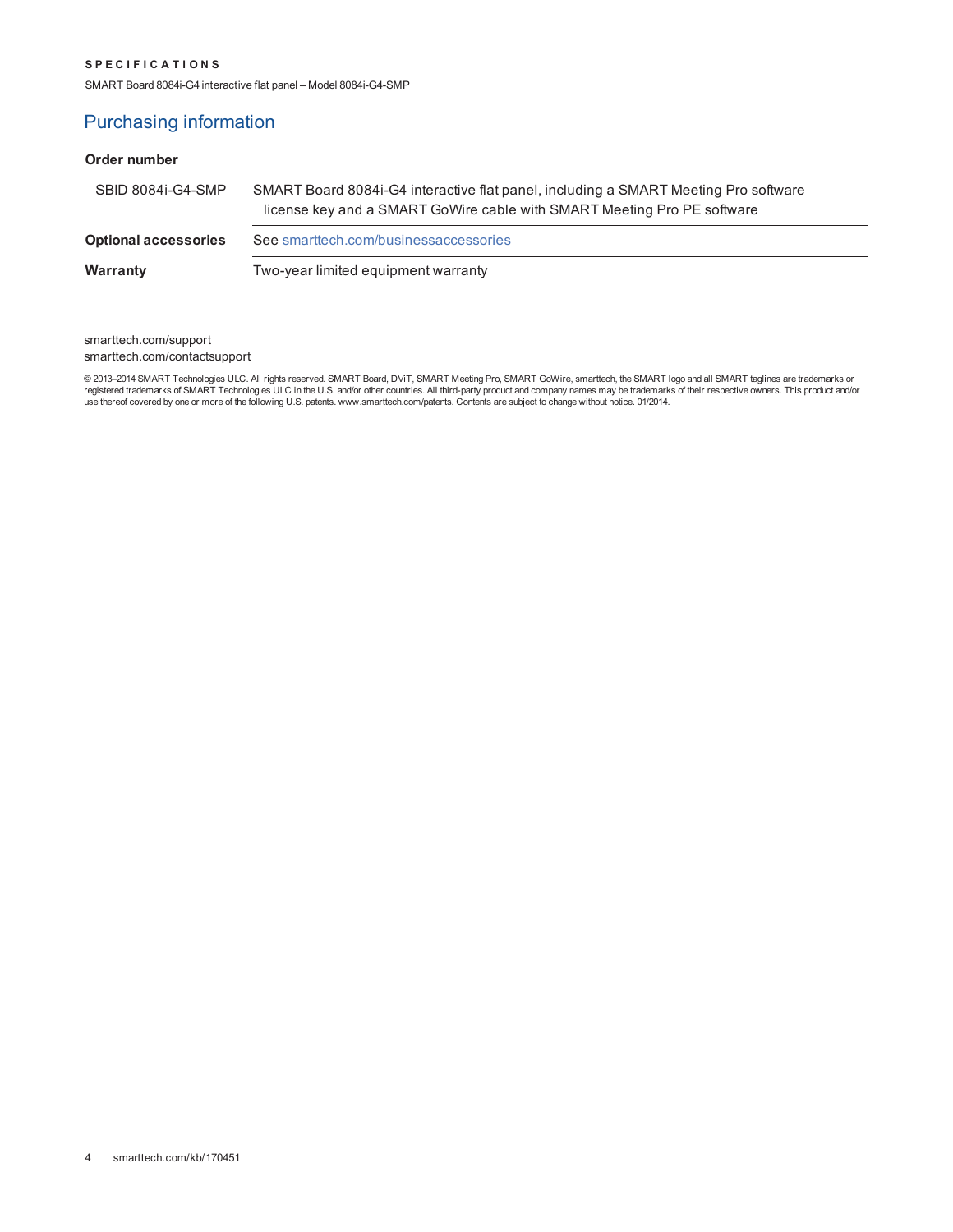## Purchasing information

| | |
|---|---|
| **Order number** | |
| SBID 8084i-G4-SMP | SMART Board 8084i-G4 interactive flat panel, including a SMART Meeting Pro software license key and a SMART GoWire cable with SMART Meeting Pro PE software |
| **Optional accessories** | See smarttech.com/businessaccessories |
| **Warranty** | Two-year limited equipment warranty |

smarttech.com/support
smarttech.com/contactsupport

© 2013–2014 SMART Technologies ULC. All rights reserved. SMART Board, DViT, SMART Meeting Pro, SMART GoWire, smarttech, the SMART logo and all SMART taglines are trademarks or registered trademarks of SMART Technologies ULC in the U.S. and/or other countries. All third-party product and company names may be trademarks of their respective owners. This product and/or use thereof covered by one or more of the following U.S. patents. www.smarttech.com/patents. Contents are subject to change without notice. 01/2014.